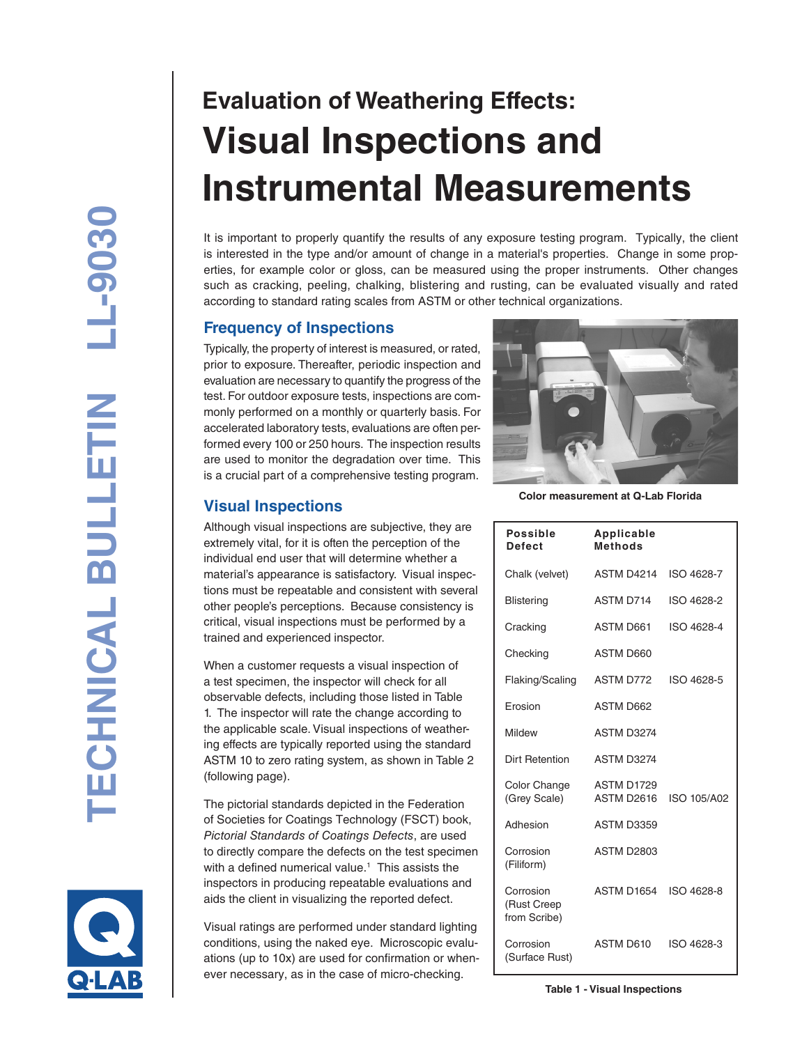# Evaluation of Weathering Effects:

# Visual Inspections and Instrumental Measurements

TECHNICAL BULLETIN LL-9030

It is important to properly quantify the results of any exposure testing program. Typically, the client is interested in the type and/or amount of change in a material's properties. Change in some properties, for example color or gloss, can be measured using the proper instruments. Other changes such as cracking, peeling, chalking, blistering and rusting, can be evaluated visually and rated according to standard rating scales from ASTM or other technical organizations.

## Frequency of Inspections

Typically, the property of interest is measured, or rated, prior to exposure. Thereafter, periodic inspection and evaluation are necessary to quantify the progress of the test. For outdoor exposure tests, inspections are commonly performed on a monthly or quarterly basis. For accelerated laboratory tests, evaluations are often performed every 100 or 250 hours. The inspection results are used to monitor the degradation over time. This is a crucial part of a comprehensive testing program.

Color measurement at Q-Lab Florida

## Visual Inspections

Although visual inspections are subjective, they are extremely vital, for it is often the perception of the individual end user that will determine whether a material's appearance is satisfactory. Visual inspections must be repeatable and consistent with several other people's perceptions. Because consistency is critical, visual inspections must be performed by a trained and experienced inspector.

When a customer requests a visual inspection of a test specimen, the inspector will check for all observable defects, including those listed in Table 1. The inspector will rate the change according to the applicable scale. Visual inspections of weathering effects are typically reported using the standard ASTM 10 to zero rating system, as shown in Table 2 (following page).

The pictorial standards depicted in the Federation of Societies for Coatings Technology (FSCT) book, *Pictorial Standards of Coatings Defects*, are used to directly compare the defects on the test specimen with a defined numerical value.[1] This assists the inspectors in producing repeatable evaluations and aids the client in visualizing the reported defect.

Visual ratings are performed under standard lighting conditions, using the naked eye. Microscopic evaluations (up to 10x) are used for confirmation or whenever necessary, as in the case of micro-checking.

| Possible Defect | Applicable Methods | |
|---|---|---|
| Chalk (velvet) | ASTM D4214 | ISO 4628-7 |
| Blistering | ASTM D714 | ISO 4628-2 |
| Cracking | ASTM D661 | ISO 4628-4 |
| Checking | ASTM D660 | |
| Flaking/Scaling | ASTM D772 | ISO 4628-5 |
| Erosion | ASTM D662 | |
| Mildew | ASTM D3274 | |
| Dirt Retention | ASTM D3274 | |
| Color Change (Grey Scale) | ASTM D1729<br>ASTM D2616 | ISO 105/A02 |
| Adhesion | ASTM D3359 | |
| Corrosion (Filiform) | ASTM D2803 | |
| Corrosion (Rust Creep from Scribe) | ASTM D1654 | ISO 4628-8 |
| Corrosion (Surface Rust) | ASTM D610 | ISO 4628-3 |

**Table 1 - Visual Inspections**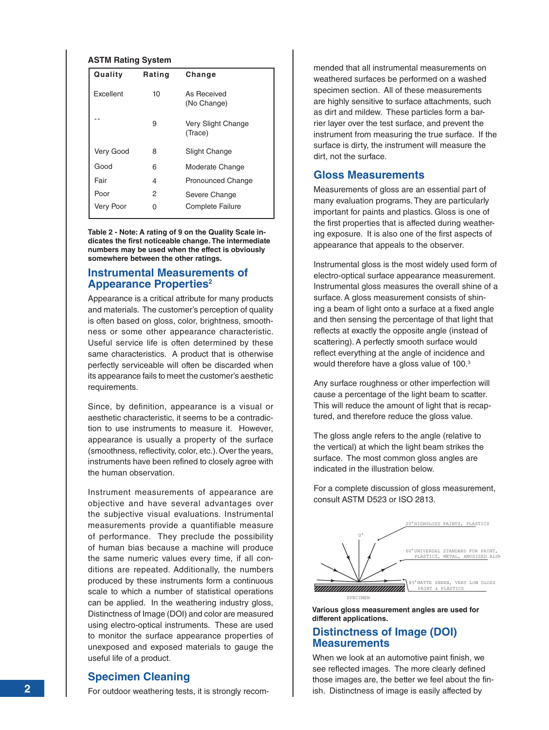**ASTM Rating System**

| Quality | Rating | Change |
|---|---|---|
| Excellent | 10 | As Received (No Change) |
| -- | 9 | Very Slight Change (Trace) |
| Very Good | 8 | Slight Change |
| Good | 6 | Moderate Change |
| Fair | 4 | Pronounced Change |
| Poor | 2 | Severe Change |
| Very Poor | 0 | Complete Failure |

**Table 2 - Note: A rating of 9 on the Quality Scale indicates the first noticeable change. The intermediate numbers may be used when the effect is obviously somewhere between the other ratings.**

## Instrumental Measurements of Appearance Properties[2]

Appearance is a critical attribute for many products and materials. The customer's perception of quality is often based on gloss, color, brightness, smoothness or some other appearance characteristic. Useful service life is often determined by these same characteristics. A product that is otherwise perfectly serviceable will often be discarded when its appearance fails to meet the customer's aesthetic requirements.

Since, by definition, appearance is a visual or aesthetic characteristic, it seems to be a contradiction to use instruments to measure it. However, appearance is usually a property of the surface (smoothness, reflectivity, color, etc.). Over the years, instruments have been refined to closely agree with the human observation.

Instrument measurements of appearance are objective and have several advantages over the subjective visual evaluations. Instrumental measurements provide a quantifiable measure of performance. They preclude the possibility of human bias because a machine will produce the same numeric values every time, if all conditions are repeated. Additionally, the numbers produced by these instruments form a continuous scale to which a number of statistical operations can be applied. In the weathering industry gloss, Distinctness of Image (DOI) and color are measured using electro-optical instruments. These are used to monitor the surface appearance properties of unexposed and exposed materials to gauge the useful life of a product.

## Specimen Cleaning

For outdoor weathering tests, it is strongly recommended that all instrumental measurements on weathered surfaces be performed on a washed specimen section. All of these measurements are highly sensitive to surface attachments, such as dirt and mildew. These particles form a barrier layer over the test surface, and prevent the instrument from measuring the true surface. If the surface is dirty, the instrument will measure the dirt, not the surface.

## Gloss Measurements

Measurements of gloss are an essential part of many evaluation programs. They are particularly important for paints and plastics. Gloss is one of the first properties that is affected during weathering exposure. It is also one of the first aspects of appearance that appeals to the observer.

Instrumental gloss is the most widely used form of electro-optical surface appearance measurement. Instrumental gloss measures the overall shine of a surface. A gloss measurement consists of shining a beam of light onto a surface at a fixed angle and then sensing the percentage of that light that reflects at exactly the opposite angle (instead of scattering). A perfectly smooth surface would reflect everything at the angle of incidence and would therefore have a gloss value of 100.[3]

Any surface roughness or other imperfection will cause a percentage of the light beam to scatter. This will reduce the amount of light that is recaptured, and therefore reduce the gloss value.

The gloss angle refers to the angle (relative to the vertical) at which the light beam strikes the surface. The most common gloss angles are indicated in the illustration below.

For a complete discussion of gloss measurement, consult ASTM D523 or ISO 2813.

0°

20° HIGHGLOSS PAINTS, PLASTICS

60° UNIVERSAL STANDARD FOR PAINT, PLASTICS, METAL, ANODIZED ALUM

85° MATTE SHEEN, VERY LOW GLOSS PAINT & PLASTICS

SPECIMEN

**Various gloss measurement angles are used for different applications.**

## Distinctness of Image (DOI) Measurements

When we look at an automotive paint finish, we see reflected images. The more clearly defined those images are, the better we feel about the finish. Distinctness of image is easily affected by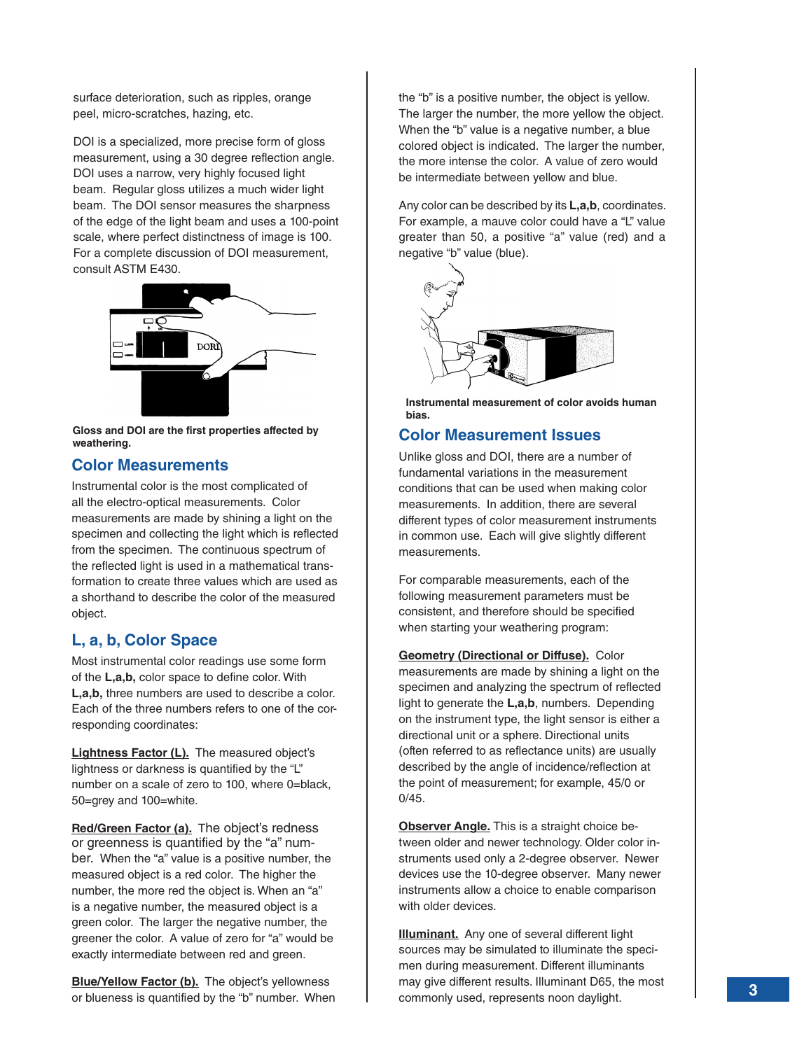surface deterioration, such as ripples, orange peel, micro-scratches, hazing, etc.

DOI is a specialized, more precise form of gloss measurement, using a 30 degree reflection angle. DOI uses a narrow, very highly focused light beam. Regular gloss utilizes a much wider light beam. The DOI sensor measures the sharpness of the edge of the light beam and uses a 100-point scale, where perfect distinctness of image is 100. For a complete discussion of DOI measurement, consult ASTM E430.

**Gloss and DOI are the first properties affected by weathering.**

## Color Measurements

Instrumental color is the most complicated of all the electro-optical measurements. Color measurements are made by shining a light on the specimen and collecting the light which is reflected from the specimen. The continuous spectrum of the reflected light is used in a mathematical transformation to create three values which are used as a shorthand to describe the color of the measured object.

## L, a, b, Color Space

Most instrumental color readings use some form of the **L,a,b,** color space to define color. With **L,a,b,** three numbers are used to describe a color. Each of the three numbers refers to one of the corresponding coordinates:

**Lightness Factor (L).** The measured object's lightness or darkness is quantified by the "L" number on a scale of zero to 100, where 0=black, 50=grey and 100=white.

**Red/Green Factor (a).** The object's redness or greenness is quantified by the "a" number. When the "a" value is a positive number, the measured object is a red color. The higher the number, the more red the object is. When an "a" is a negative number, the measured object is a green color. The larger the negative number, the greener the color. A value of zero for "a" would be exactly intermediate between red and green.

**Blue/Yellow Factor (b).** The object's yellowness or blueness is quantified by the "b" number. When the "b" is a positive number, the object is yellow. The larger the number, the more yellow the object. When the "b" value is a negative number, a blue colored object is indicated. The larger the number, the more intense the color. A value of zero would be intermediate between yellow and blue.

Any color can be described by its **L,a,b**, coordinates. For example, a mauve color could have a "L" value greater than 50, a positive "a" value (red) and a negative "b" value (blue).

**Instrumental measurement of color avoids human bias.**

## Color Measurement Issues

Unlike gloss and DOI, there are a number of fundamental variations in the measurement conditions that can be used when making color measurements. In addition, there are several different types of color measurement instruments in common use. Each will give slightly different measurements.

For comparable measurements, each of the following measurement parameters must be consistent, and therefore should be specified when starting your weathering program:

**Geometry (Directional or Diffuse).** Color measurements are made by shining a light on the specimen and analyzing the spectrum of reflected light to generate the **L,a,b**, numbers. Depending on the instrument type, the light sensor is either a directional unit or a sphere. Directional units (often referred to as reflectance units) are usually described by the angle of incidence/reflection at the point of measurement; for example, 45/0 or 0/45.

**Observer Angle.** This is a straight choice between older and newer technology. Older color instruments used only a 2-degree observer. Newer devices use the 10-degree observer. Many newer instruments allow a choice to enable comparison with older devices.

**Illuminant.** Any one of several different light sources may be simulated to illuminate the specimen during measurement. Different illuminants may give different results. Illuminant D65, the most commonly used, represents noon daylight.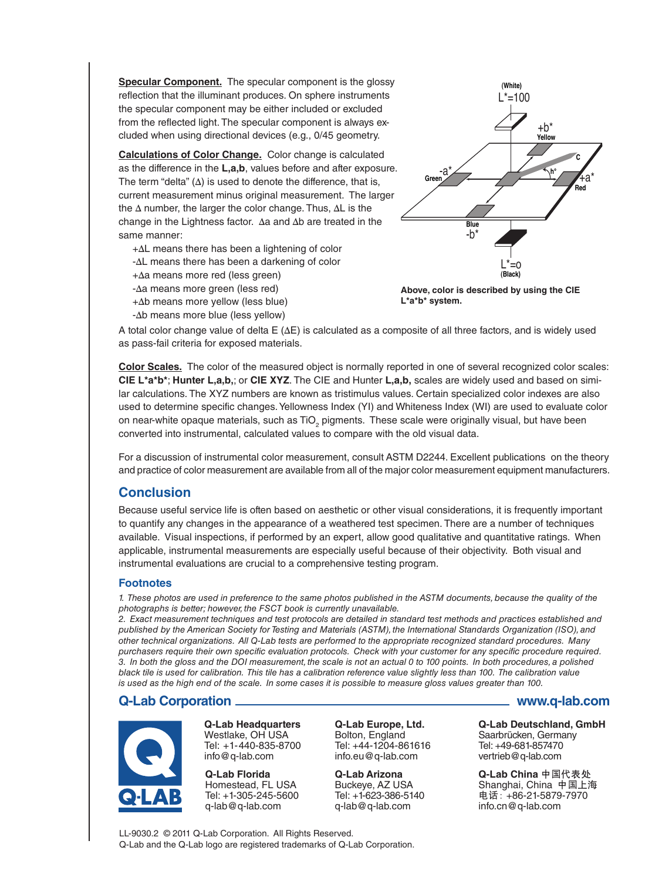**Specular Component.** The specular component is the glossy reflection that the illuminant produces. On sphere instruments the specular component may be either included or excluded from the reflected light. The specular component is always excluded when using directional devices (e.g., 0/45 geometry).

**Calculations of Color Change.** Color change is calculated as the difference in the **L,a,b**, values before and after exposure. The term "delta" (Δ) is used to denote the difference, that is, current measurement minus original measurement. The larger the Δ number, the larger the color change. Thus, ΔL is the change in the Lightness factor. Δa and Δb are treated in the same manner:

+ΔL means there has been a lightening of color
-ΔL means there has been a darkening of color
+Δa means more red (less green)
-Δa means more green (less red)
+Δb means more yellow (less blue)
-Δb means more blue (less yellow)

(White)
L*=100
+b*
Yellow
C
-a*
Green
h°
+a*
Red
Blue
-b*
L*=0
(Black)

**Above, color is described by using the CIE L\*a\*b\* system.**

A total color change value of delta E (ΔE) is calculated as a composite of all three factors, and is widely used as pass-fail criteria for exposed materials.

**Color Scales.** The color of the measured object is normally reported in one of several recognized color scales: **CIE L\*a\*b\***; **Hunter L,a,b,**; or **CIE XYZ**. The CIE and Hunter **L,a,b,** scales are widely used and based on similar calculations. The XYZ numbers are known as tristimulus values. Certain specialized color indexes are also used to determine specific changes. Yellowness Index (YI) and Whiteness Index (WI) are used to evaluate color on near-white opaque materials, such as $TiO_2$ pigments. These scale were originally visual, but have been converted into instrumental, calculated values to compare with the old visual data.

For a discussion of instrumental color measurement, consult ASTM D2244. Excellent publications on the theory and practice of color measurement are available from all of the major color measurement equipment manufacturers.

## Conclusion

Because useful service life is often based on aesthetic or other visual considerations, it is frequently important to quantify any changes in the appearance of a weathered test specimen. There are a number of techniques available. Visual inspections, if performed by an expert, allow good qualitative and quantitative ratings. When applicable, instrumental measurements are especially useful because of their objectivity. Both visual and instrumental evaluations are crucial to a comprehensive testing program.

### Footnotes

*1. These photos are used in preference to the same photos published in the ASTM documents, because the quality of the photographs is better; however, the FSCT book is currently unavailable.*

*2. Exact measurement techniques and test protocols are detailed in standard test methods and practices established and published by the American Society for Testing and Materials (ASTM), the International Standards Organization (ISO), and other technical organizations. All Q-Lab tests are performed to the appropriate recognized standard procedures. Many purchasers require their own specific evaluation protocols. Check with your customer for any specific procedure required.*

*3. In both the gloss and the DOI measurement, the scale is not an actual 0 to 100 points. In both procedures, a polished black tile is used for calibration. This tile has a calibration reference value slightly less than 100. The calibration value is used as the high end of the scale. In some cases it is possible to measure gloss values greater than 100.*

## Q-Lab Corporation

www.q-lab.com

Q-LAB

**Q-Lab Headquarters**
Westlake, OH USA
Tel: +1-440-835-8700
info@q-lab.com

**Q-Lab Florida**
Homestead, FL USA
Tel: +1-305-245-5600
q-lab@q-lab.com

**Q-Lab Europe, Ltd.**
Bolton, England
Tel: +44-1204-861616
info.eu@q-lab.com

**Q-Lab Arizona**
Buckeye, AZ USA
Tel: +1-623-386-5140
q-lab@q-lab.com

**Q-Lab Deutschland, GmbH**
Saarbrücken, Germany
Tel: +49-681-857470
vertrieb@q-lab.com

**Q-Lab China 中国代表处**
Shanghai, China 中国上海
电话：+86-21-5879-7970
info.cn@q-lab.com

LL-9030.2 © 2011 Q-Lab Corporation. All Rights Reserved.
Q-Lab and the Q-Lab logo are registered trademarks of Q-Lab Corporation.